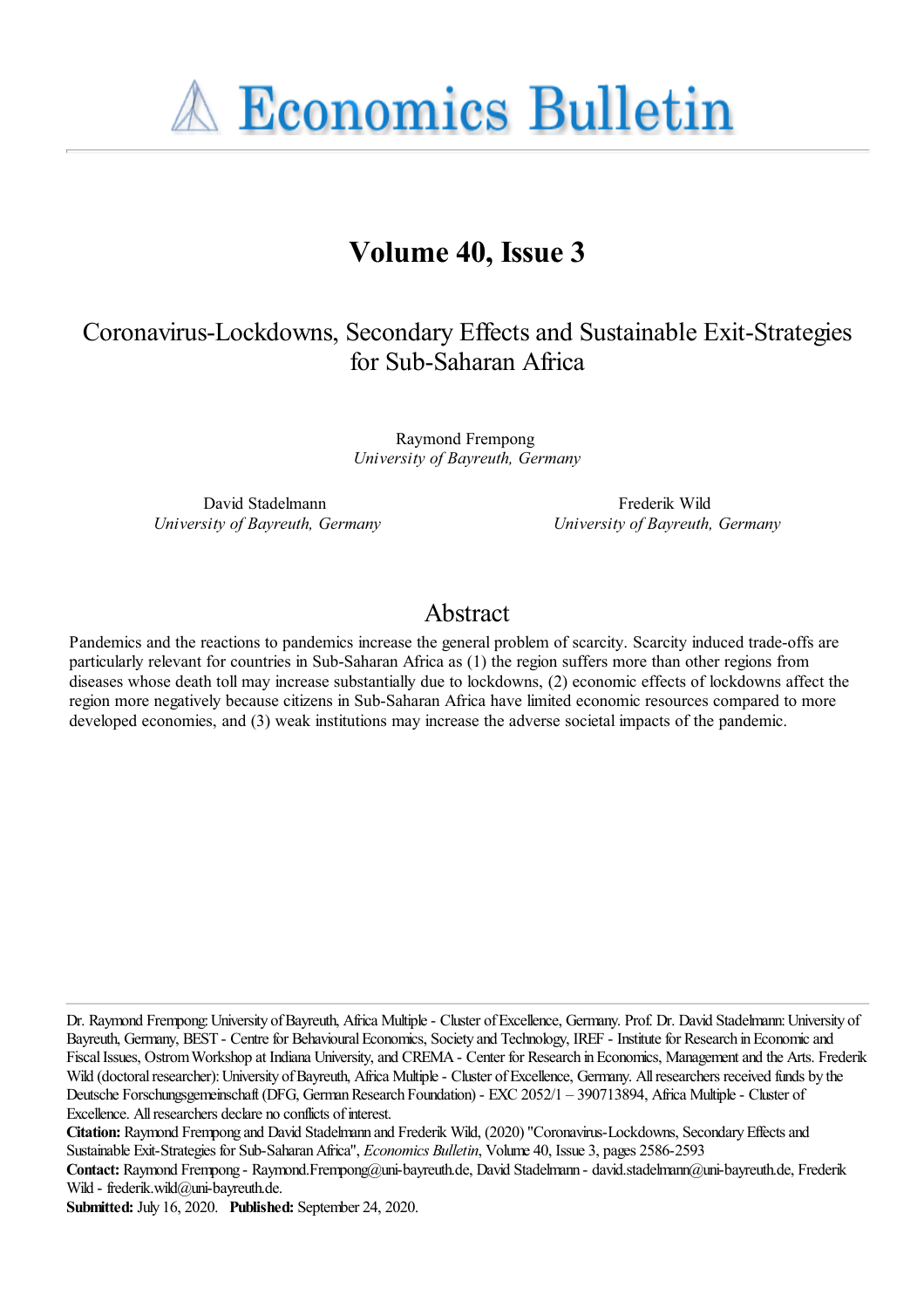# Economics Bulletin

## Volume 40, Issue 3

# Coronavirus-Lockdowns, Secondary Effects and Sustainable Exit-Strategies for Sub-Saharan Africa

Raymond Frempong
*University of Bayreuth, Germany*

David Stadelmann
*University of Bayreuth, Germany*

Frederik Wild
*University of Bayreuth, Germany*

## Abstract

Pandemics and the reactions to pandemics increase the general problem of scarcity. Scarcity induced trade-offs are particularly relevant for countries in Sub-Saharan Africa as (1) the region suffers more than other regions from diseases whose death toll may increase substantially due to lockdowns, (2) economic effects of lockdowns affect the region more negatively because citizens in Sub-Saharan Africa have limited economic resources compared to more developed economies, and (3) weak institutions may increase the adverse societal impacts of the pandemic.

Dr. Raymond Frempong: University of Bayreuth, Africa Multiple - Cluster of Excellence, Germany. Prof. Dr. David Stadelmann: University of Bayreuth, Germany, BEST - Centre for Behavioural Economics, Society and Technology, IREF - Institute for Research in Economic and Fiscal Issues, Ostrom Workshop at Indiana University, and CREMA - Center for Research in Economics, Management and the Arts. Frederik Wild (doctoral researcher): University of Bayreuth, Africa Multiple - Cluster of Excellence, Germany. All researchers received funds by the Deutsche Forschungsgemeinschaft (DFG, German Research Foundation) - EXC 2052/1 – 390713894, Africa Multiple - Cluster of Excellence. All researchers declare no conflicts of interest.

**Citation:** Raymond Frempong and David Stadelmann and Frederik Wild, (2020) "Coronavirus-Lockdowns, Secondary Effects and Sustainable Exit-Strategies for Sub-Saharan Africa", *Economics Bulletin*, Volume 40, Issue 3, pages 2586-2593

**Contact:** Raymond Frempong - Raymond.Frempong@uni-bayreuth.de, David Stadelmann - david.stadelmann@uni-bayreuth.de, Frederik Wild - frederik.wild@uni-bayreuth.de.

**Submitted:** July 16, 2020. **Published:** September 24, 2020.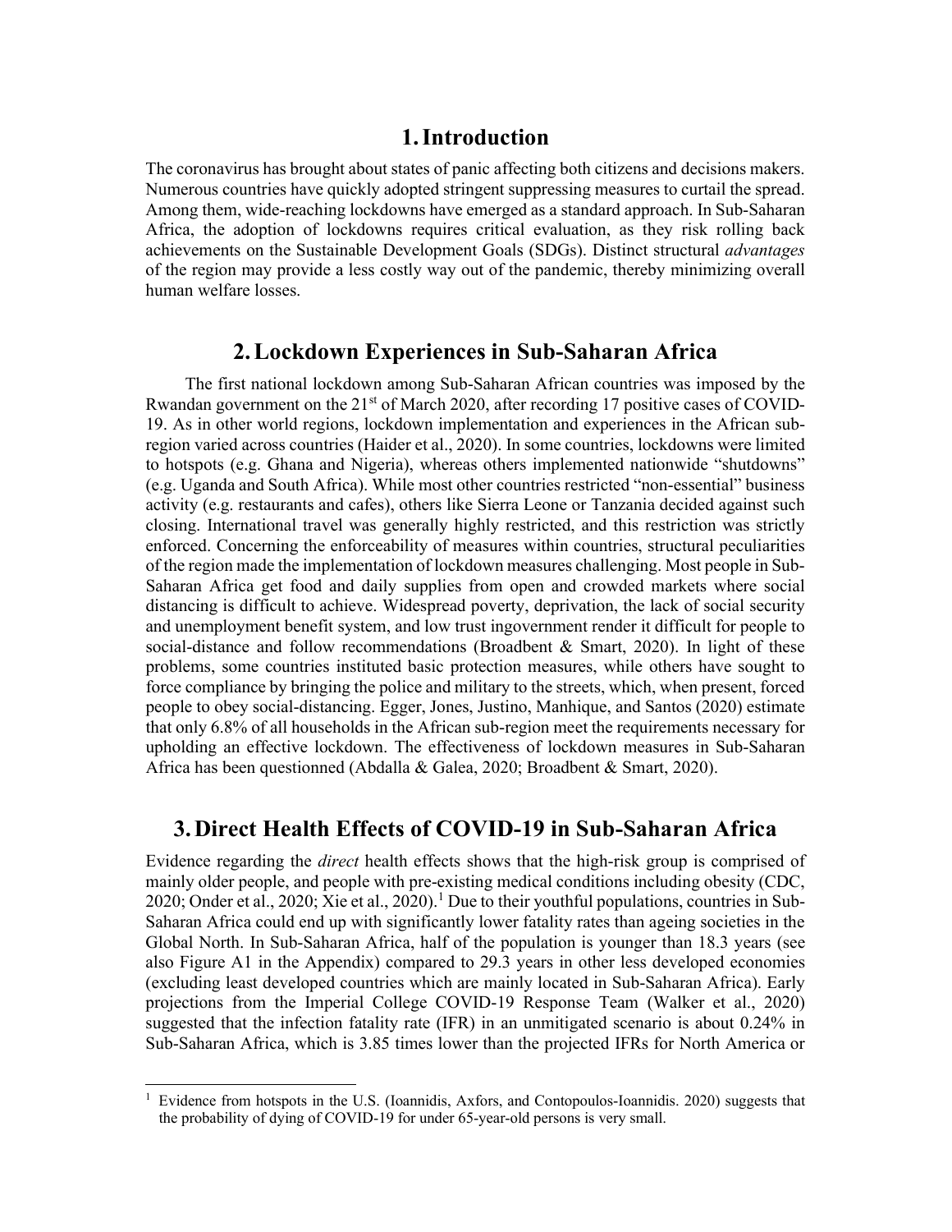# 1. Introduction

The coronavirus has brought about states of panic affecting both citizens and decisions makers. Numerous countries have quickly adopted stringent suppressing measures to curtail the spread. Among them, wide-reaching lockdowns have emerged as a standard approach. In Sub-Saharan Africa, the adoption of lockdowns requires critical evaluation, as they risk rolling back achievements on the Sustainable Development Goals (SDGs). Distinct structural *advantages* of the region may provide a less costly way out of the pandemic, thereby minimizing overall human welfare losses.

# 2. Lockdown Experiences in Sub-Saharan Africa

The first national lockdown among Sub-Saharan African countries was imposed by the Rwandan government on the 21st of March 2020, after recording 17 positive cases of COVID-19. As in other world regions, lockdown implementation and experiences in the African sub-region varied across countries (Haider et al., 2020). In some countries, lockdowns were limited to hotspots (e.g. Ghana and Nigeria), whereas others implemented nationwide "shutdowns" (e.g. Uganda and South Africa). While most other countries restricted "non-essential" business activity (e.g. restaurants and cafes), others like Sierra Leone or Tanzania decided against such closing. International travel was generally highly restricted, and this restriction was strictly enforced. Concerning the enforceability of measures within countries, structural peculiarities of the region made the implementation of lockdown measures challenging. Most people in Sub-Saharan Africa get food and daily supplies from open and crowded markets where social distancing is difficult to achieve. Widespread poverty, deprivation, the lack of social security and unemployment benefit system, and low trust ingovernment render it difficult for people to social-distance and follow recommendations (Broadbent & Smart, 2020). In light of these problems, some countries instituted basic protection measures, while others have sought to force compliance by bringing the police and military to the streets, which, when present, forced people to obey social-distancing. Egger, Jones, Justino, Manhique, and Santos (2020) estimate that only 6.8% of all households in the African sub-region meet the requirements necessary for upholding an effective lockdown. The effectiveness of lockdown measures in Sub-Saharan Africa has been questionned (Abdalla & Galea, 2020; Broadbent & Smart, 2020).

# 3. Direct Health Effects of COVID-19 in Sub-Saharan Africa

Evidence regarding the *direct* health effects shows that the high-risk group is comprised of mainly older people, and people with pre-existing medical conditions including obesity (CDC, 2020; Onder et al., 2020; Xie et al., 2020).[1] Due to their youthful populations, countries in Sub-Saharan Africa could end up with significantly lower fatality rates than ageing societies in the Global North. In Sub-Saharan Africa, half of the population is younger than 18.3 years (see also Figure A1 in the Appendix) compared to 29.3 years in other less developed economies (excluding least developed countries which are mainly located in Sub-Saharan Africa). Early projections from the Imperial College COVID-19 Response Team (Walker et al., 2020) suggested that the infection fatality rate (IFR) in an unmitigated scenario is about 0.24% in Sub-Saharan Africa, which is 3.85 times lower than the projected IFRs for North America or

[1] Evidence from hotspots in the U.S. (Ioannidis, Axfors, and Contopoulos-Ioannidis. 2020) suggests that the probability of dying of COVID-19 for under 65-year-old persons is very small.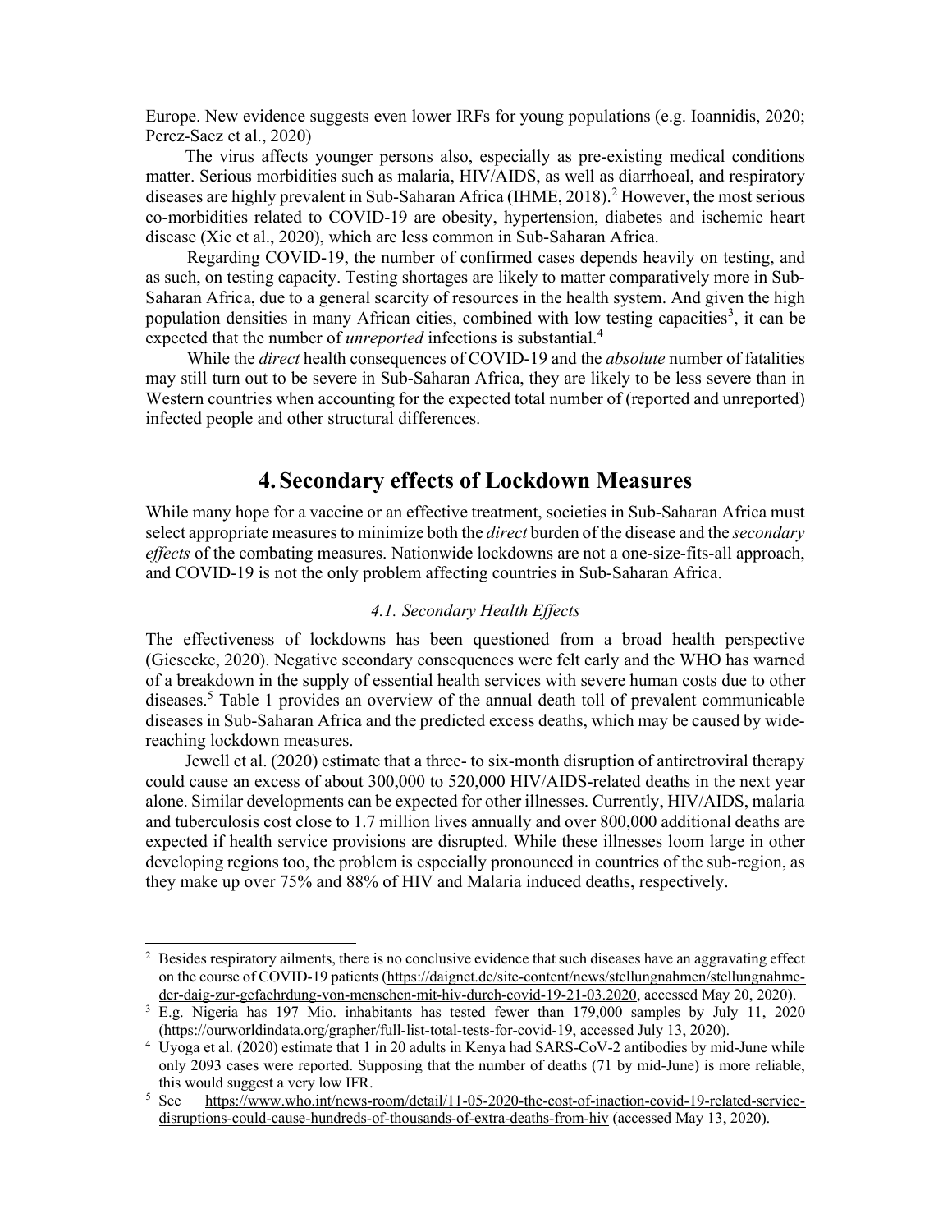Europe. New evidence suggests even lower IRFs for young populations (e.g. Ioannidis, 2020; Perez-Saez et al., 2020)

The virus affects younger persons also, especially as pre-existing medical conditions matter. Serious morbidities such as malaria, HIV/AIDS, as well as diarrhoeal, and respiratory diseases are highly prevalent in Sub-Saharan Africa (IHME, 2018).[2] However, the most serious co-morbidities related to COVID-19 are obesity, hypertension, diabetes and ischemic heart disease (Xie et al., 2020), which are less common in Sub-Saharan Africa.

Regarding COVID-19, the number of confirmed cases depends heavily on testing, and as such, on testing capacity. Testing shortages are likely to matter comparatively more in Sub-Saharan Africa, due to a general scarcity of resources in the health system. And given the high population densities in many African cities, combined with low testing capacities[3], it can be expected that the number of *unreported* infections is substantial.[4]

While the *direct* health consequences of COVID-19 and the *absolute* number of fatalities may still turn out to be severe in Sub-Saharan Africa, they are likely to be less severe than in Western countries when accounting for the expected total number of (reported and unreported) infected people and other structural differences.

# 4. Secondary effects of Lockdown Measures

While many hope for a vaccine or an effective treatment, societies in Sub-Saharan Africa must select appropriate measures to minimize both the *direct* burden of the disease and the *secondary effects* of the combating measures. Nationwide lockdowns are not a one-size-fits-all approach, and COVID-19 is not the only problem affecting countries in Sub-Saharan Africa.

## *4.1. Secondary Health Effects*

The effectiveness of lockdowns has been questioned from a broad health perspective (Giesecke, 2020). Negative secondary consequences were felt early and the WHO has warned of a breakdown in the supply of essential health services with severe human costs due to other diseases.[5] Table 1 provides an overview of the annual death toll of prevalent communicable diseases in Sub-Saharan Africa and the predicted excess deaths, which may be caused by wide-reaching lockdown measures.

Jewell et al. (2020) estimate that a three- to six-month disruption of antiretroviral therapy could cause an excess of about 300,000 to 520,000 HIV/AIDS-related deaths in the next year alone. Similar developments can be expected for other illnesses. Currently, HIV/AIDS, malaria and tuberculosis cost close to 1.7 million lives annually and over 800,000 additional deaths are expected if health service provisions are disrupted. While these illnesses loom large in other developing regions too, the problem is especially pronounced in countries of the sub-region, as they make up over 75% and 88% of HIV and Malaria induced deaths, respectively.

---

[2] Besides respiratory ailments, there is no conclusive evidence that such diseases have an aggravating effect on the course of COVID-19 patients (https://daignet.de/site-content/news/stellungnahmen/stellungnahme-der-daig-zur-gefaehrdung-von-menschen-mit-hiv-durch-covid-19-21-03.2020, accessed May 20, 2020).

[3] E.g. Nigeria has 197 Mio. inhabitants has tested fewer than 179,000 samples by July 11, 2020 (https://ourworldindata.org/grapher/full-list-total-tests-for-covid-19, accessed July 13, 2020).

[4] Uyoga et al. (2020) estimate that 1 in 20 adults in Kenya had SARS-CoV-2 antibodies by mid-June while only 2093 cases were reported. Supposing that the number of deaths (71 by mid-June) is more reliable, this would suggest a very low IFR.

[5] See https://www.who.int/news-room/detail/11-05-2020-the-cost-of-inaction-covid-19-related-service-disruptions-could-cause-hundreds-of-thousands-of-extra-deaths-from-hiv (accessed May 13, 2020).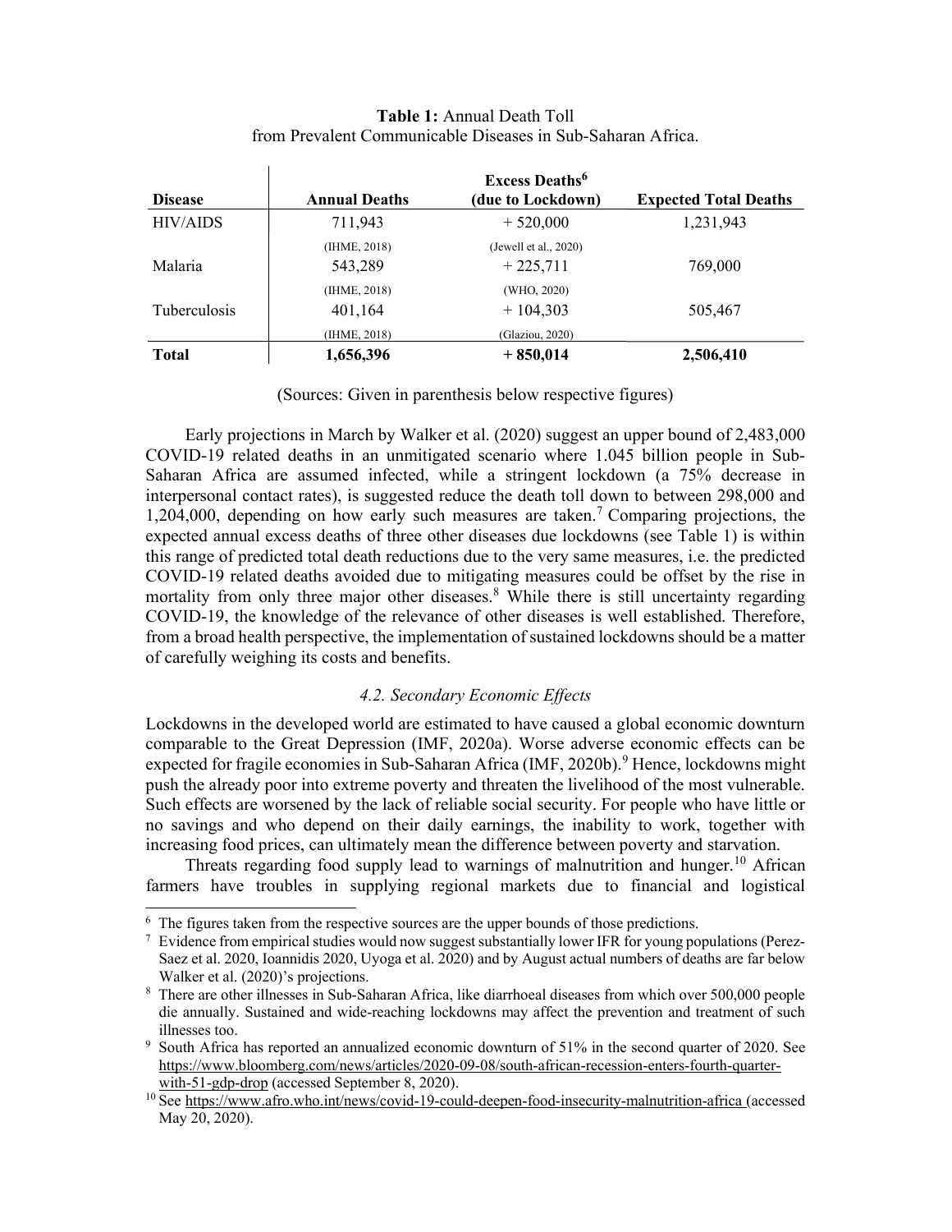**Table 1:** Annual Death Toll from Prevalent Communicable Diseases in Sub-Saharan Africa.

| Disease | Annual Deaths | Excess Deaths[6] (due to Lockdown) | Expected Total Deaths |
|---|---|---|---|
| HIV/AIDS | 711,943 (IHME, 2018) | + 520,000 (Jewell et al., 2020) | 1,231,943 |
| Malaria | 543,289 (IHME, 2018) | + 225,711 (WHO, 2020) | 769,000 |
| Tuberculosis | 401,164 (IHME, 2018) | + 104,303 (Glaziou, 2020) | 505,467 |
| **Total** | **1,656,396** | **+ 850,014** | **2,506,410** |

(Sources: Given in parenthesis below respective figures)

Early projections in March by Walker et al. (2020) suggest an upper bound of 2,483,000 COVID-19 related deaths in an unmitigated scenario where 1.045 billion people in Sub-Saharan Africa are assumed infected, while a stringent lockdown (a 75% decrease in interpersonal contact rates), is suggested reduce the death toll down to between 298,000 and 1,204,000, depending on how early such measures are taken.[7] Comparing projections, the expected annual excess deaths of three other diseases due lockdowns (see Table 1) is within this range of predicted total death reductions due to the very same measures, i.e. the predicted COVID-19 related deaths avoided due to mitigating measures could be offset by the rise in mortality from only three major other diseases.[8] While there is still uncertainty regarding COVID-19, the knowledge of the relevance of other diseases is well established. Therefore, from a broad health perspective, the implementation of sustained lockdowns should be a matter of carefully weighing its costs and benefits.

### *4.2. Secondary Economic Effects*

Lockdowns in the developed world are estimated to have caused a global economic downturn comparable to the Great Depression (IMF, 2020a). Worse adverse economic effects can be expected for fragile economies in Sub-Saharan Africa (IMF, 2020b).[9] Hence, lockdowns might push the already poor into extreme poverty and threaten the livelihood of the most vulnerable. Such effects are worsened by the lack of reliable social security. For people who have little or no savings and who depend on their daily earnings, the inability to work, together with increasing food prices, can ultimately mean the difference between poverty and starvation.

Threats regarding food supply lead to warnings of malnutrition and hunger.[10] African farmers have troubles in supplying regional markets due to financial and logistical

---

[6] The figures taken from the respective sources are the upper bounds of those predictions.

[7] Evidence from empirical studies would now suggest substantially lower IFR for young populations (Perez-Saez et al. 2020, Ioannidis 2020, Uyoga et al. 2020) and by August actual numbers of deaths are far below Walker et al. (2020)'s projections.

[8] There are other illnesses in Sub-Saharan Africa, like diarrhoeal diseases from which over 500,000 people die annually. Sustained and wide-reaching lockdowns may affect the prevention and treatment of such illnesses too.

[9] South Africa has reported an annualized economic downturn of 51% in the second quarter of 2020. See https://www.bloomberg.com/news/articles/2020-09-08/south-african-recession-enters-fourth-quarter-with-51-gdp-drop (accessed September 8, 2020).

[10] See https://www.afro.who.int/news/covid-19-could-deepen-food-insecurity-malnutrition-africa (accessed May 20, 2020).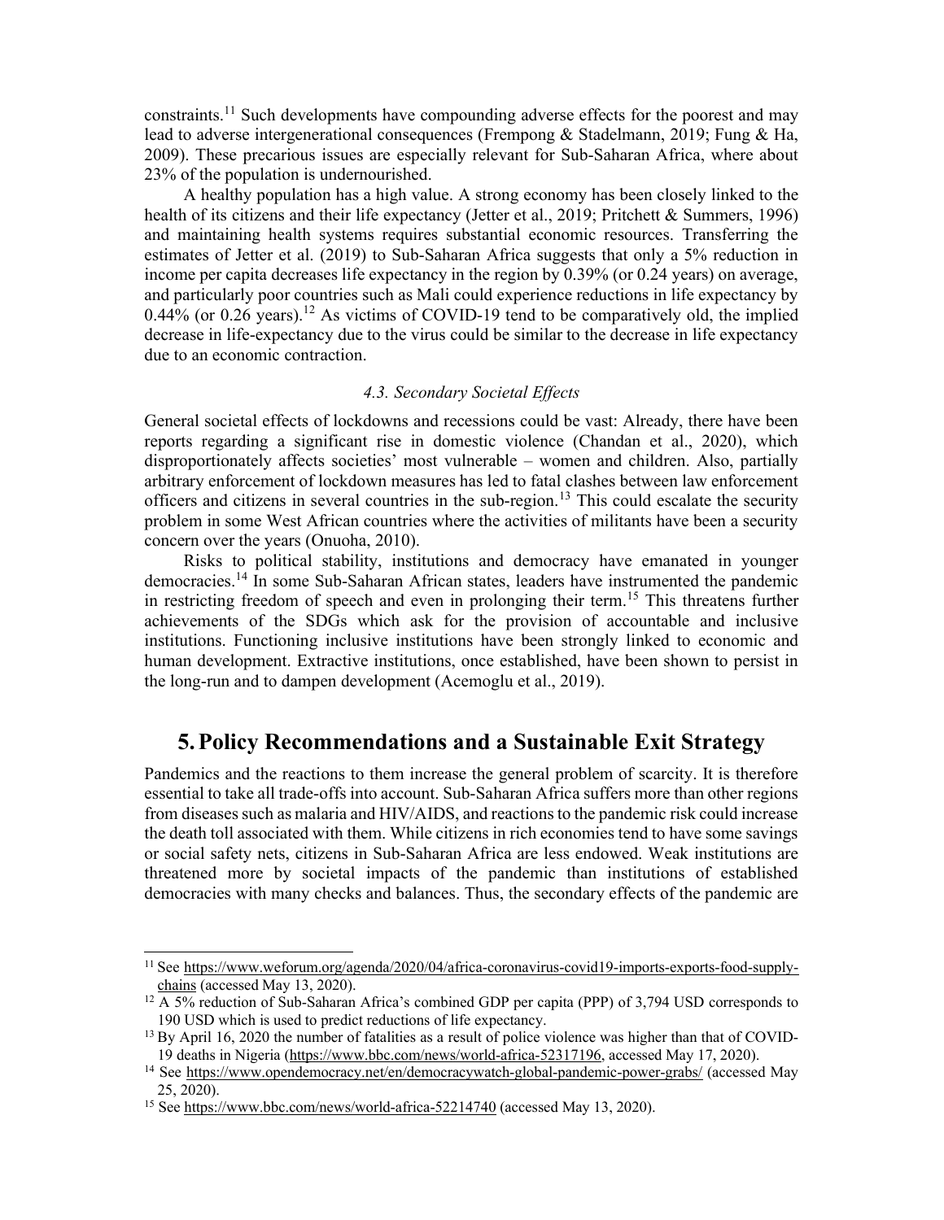constraints.[11] Such developments have compounding adverse effects for the poorest and may lead to adverse intergenerational consequences (Frempong & Stadelmann, 2019; Fung & Ha, 2009). These precarious issues are especially relevant for Sub-Saharan Africa, where about 23% of the population is undernourished.

A healthy population has a high value. A strong economy has been closely linked to the health of its citizens and their life expectancy (Jetter et al., 2019; Pritchett & Summers, 1996) and maintaining health systems requires substantial economic resources. Transferring the estimates of Jetter et al. (2019) to Sub-Saharan Africa suggests that only a 5% reduction in income per capita decreases life expectancy in the region by 0.39% (or 0.24 years) on average, and particularly poor countries such as Mali could experience reductions in life expectancy by 0.44% (or 0.26 years).[12] As victims of COVID-19 tend to be comparatively old, the implied decrease in life-expectancy due to the virus could be similar to the decrease in life expectancy due to an economic contraction.

### *4.3. Secondary Societal Effects*

General societal effects of lockdowns and recessions could be vast: Already, there have been reports regarding a significant rise in domestic violence (Chandan et al., 2020), which disproportionately affects societies' most vulnerable – women and children. Also, partially arbitrary enforcement of lockdown measures has led to fatal clashes between law enforcement officers and citizens in several countries in the sub-region.[13] This could escalate the security problem in some West African countries where the activities of militants have been a security concern over the years (Onuoha, 2010).

Risks to political stability, institutions and democracy have emanated in younger democracies.[14] In some Sub-Saharan African states, leaders have instrumented the pandemic in restricting freedom of speech and even in prolonging their term.[15] This threatens further achievements of the SDGs which ask for the provision of accountable and inclusive institutions. Functioning inclusive institutions have been strongly linked to economic and human development. Extractive institutions, once established, have been shown to persist in the long-run and to dampen development (Acemoglu et al., 2019).

## 5. Policy Recommendations and a Sustainable Exit Strategy

Pandemics and the reactions to them increase the general problem of scarcity. It is therefore essential to take all trade-offs into account. Sub-Saharan Africa suffers more than other regions from diseases such as malaria and HIV/AIDS, and reactions to the pandemic risk could increase the death toll associated with them. While citizens in rich economies tend to have some savings or social safety nets, citizens in Sub-Saharan Africa are less endowed. Weak institutions are threatened more by societal impacts of the pandemic than institutions of established democracies with many checks and balances. Thus, the secondary effects of the pandemic are

---

[11] See https://www.weforum.org/agenda/2020/04/africa-coronavirus-covid19-imports-exports-food-supply-chains (accessed May 13, 2020).

[12] A 5% reduction of Sub-Saharan Africa's combined GDP per capita (PPP) of 3,794 USD corresponds to 190 USD which is used to predict reductions of life expectancy.

[13] By April 16, 2020 the number of fatalities as a result of police violence was higher than that of COVID-19 deaths in Nigeria (https://www.bbc.com/news/world-africa-52317196, accessed May 17, 2020).

[14] See https://www.opendemocracy.net/en/democracywatch-global-pandemic-power-grabs/ (accessed May 25, 2020).

[15] See https://www.bbc.com/news/world-africa-52214740 (accessed May 13, 2020).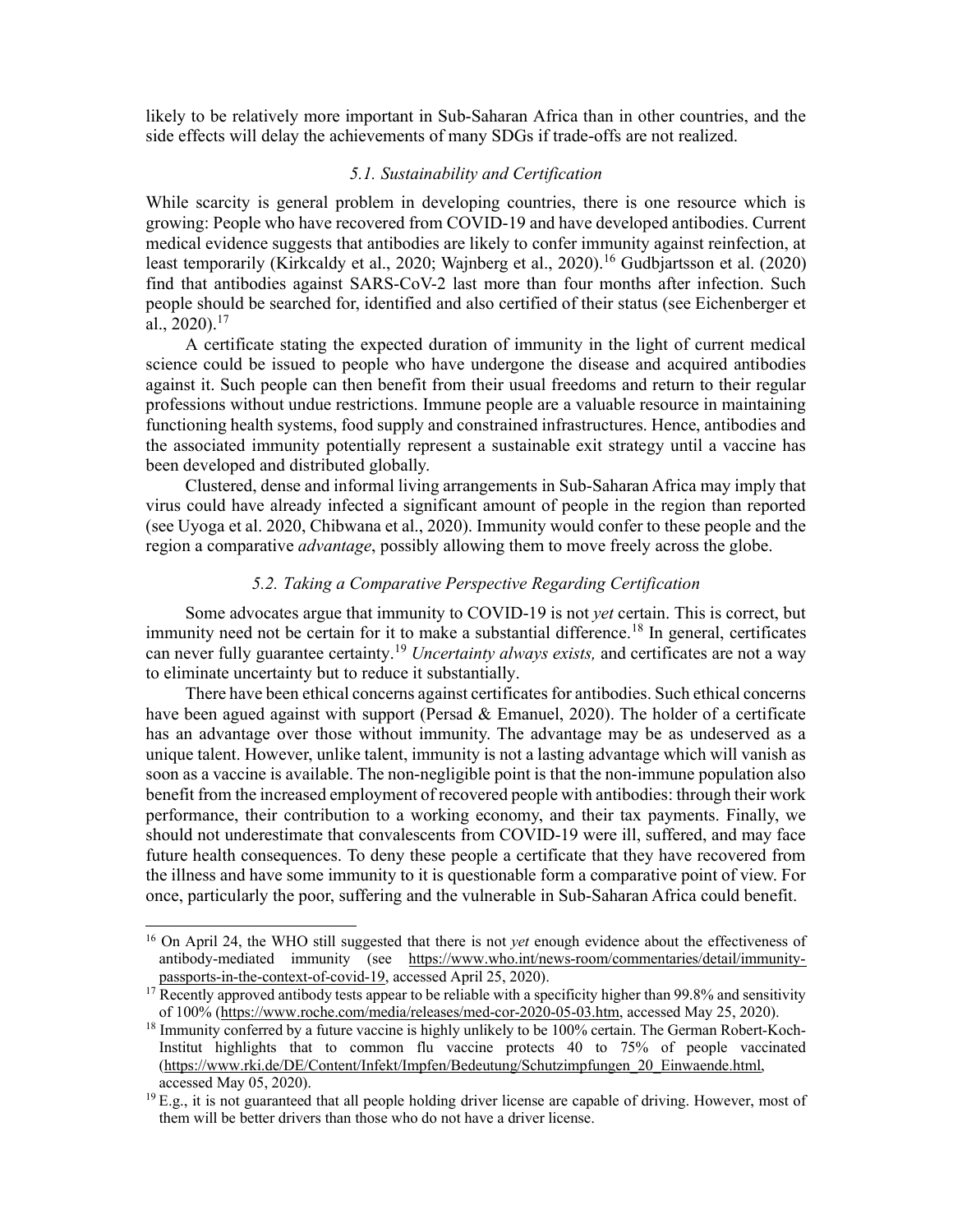likely to be relatively more important in Sub-Saharan Africa than in other countries, and the side effects will delay the achievements of many SDGs if trade-offs are not realized.

### *5.1. Sustainability and Certification*

While scarcity is general problem in developing countries, there is one resource which is growing: People who have recovered from COVID-19 and have developed antibodies. Current medical evidence suggests that antibodies are likely to confer immunity against reinfection, at least temporarily (Kirkcaldy et al., 2020; Wajnberg et al., 2020).[16] Gudbjartsson et al. (2020) find that antibodies against SARS-CoV-2 last more than four months after infection. Such people should be searched for, identified and also certified of their status (see Eichenberger et al., 2020).[17]

A certificate stating the expected duration of immunity in the light of current medical science could be issued to people who have undergone the disease and acquired antibodies against it. Such people can then benefit from their usual freedoms and return to their regular professions without undue restrictions. Immune people are a valuable resource in maintaining functioning health systems, food supply and constrained infrastructures. Hence, antibodies and the associated immunity potentially represent a sustainable exit strategy until a vaccine has been developed and distributed globally.

Clustered, dense and informal living arrangements in Sub-Saharan Africa may imply that virus could have already infected a significant amount of people in the region than reported (see Uyoga et al. 2020, Chibwana et al., 2020). Immunity would confer to these people and the region a comparative *advantage*, possibly allowing them to move freely across the globe.

### *5.2. Taking a Comparative Perspective Regarding Certification*

Some advocates argue that immunity to COVID-19 is not *yet* certain. This is correct, but immunity need not be certain for it to make a substantial difference.[18] In general, certificates can never fully guarantee certainty.[19] *Uncertainty always exists,* and certificates are not a way to eliminate uncertainty but to reduce it substantially.

There have been ethical concerns against certificates for antibodies. Such ethical concerns have been agued against with support (Persad & Emanuel, 2020). The holder of a certificate has an advantage over those without immunity. The advantage may be as undeserved as a unique talent. However, unlike talent, immunity is not a lasting advantage which will vanish as soon as a vaccine is available. The non-negligible point is that the non-immune population also benefit from the increased employment of recovered people with antibodies: through their work performance, their contribution to a working economy, and their tax payments. Finally, we should not underestimate that convalescents from COVID-19 were ill, suffered, and may face future health consequences. To deny these people a certificate that they have recovered from the illness and have some immunity to it is questionable form a comparative point of view. For once, particularly the poor, suffering and the vulnerable in Sub-Saharan Africa could benefit.

---

[16] On April 24, the WHO still suggested that there is not *yet* enough evidence about the effectiveness of antibody-mediated immunity (see https://www.who.int/news-room/commentaries/detail/immunity-passports-in-the-context-of-covid-19, accessed April 25, 2020).

[17] Recently approved antibody tests appear to be reliable with a specificity higher than 99.8% and sensitivity of 100% (https://www.roche.com/media/releases/med-cor-2020-05-03.htm, accessed May 25, 2020).

[18] Immunity conferred by a future vaccine is highly unlikely to be 100% certain. The German Robert-Koch-Institut highlights that to common flu vaccine protects 40 to 75% of people vaccinated (https://www.rki.de/DE/Content/Infekt/Impfen/Bedeutung/Schutzimpfungen_20_Einwaende.html, accessed May 05, 2020).

[19] E.g., it is not guaranteed that all people holding driver license are capable of driving. However, most of them will be better drivers than those who do not have a driver license.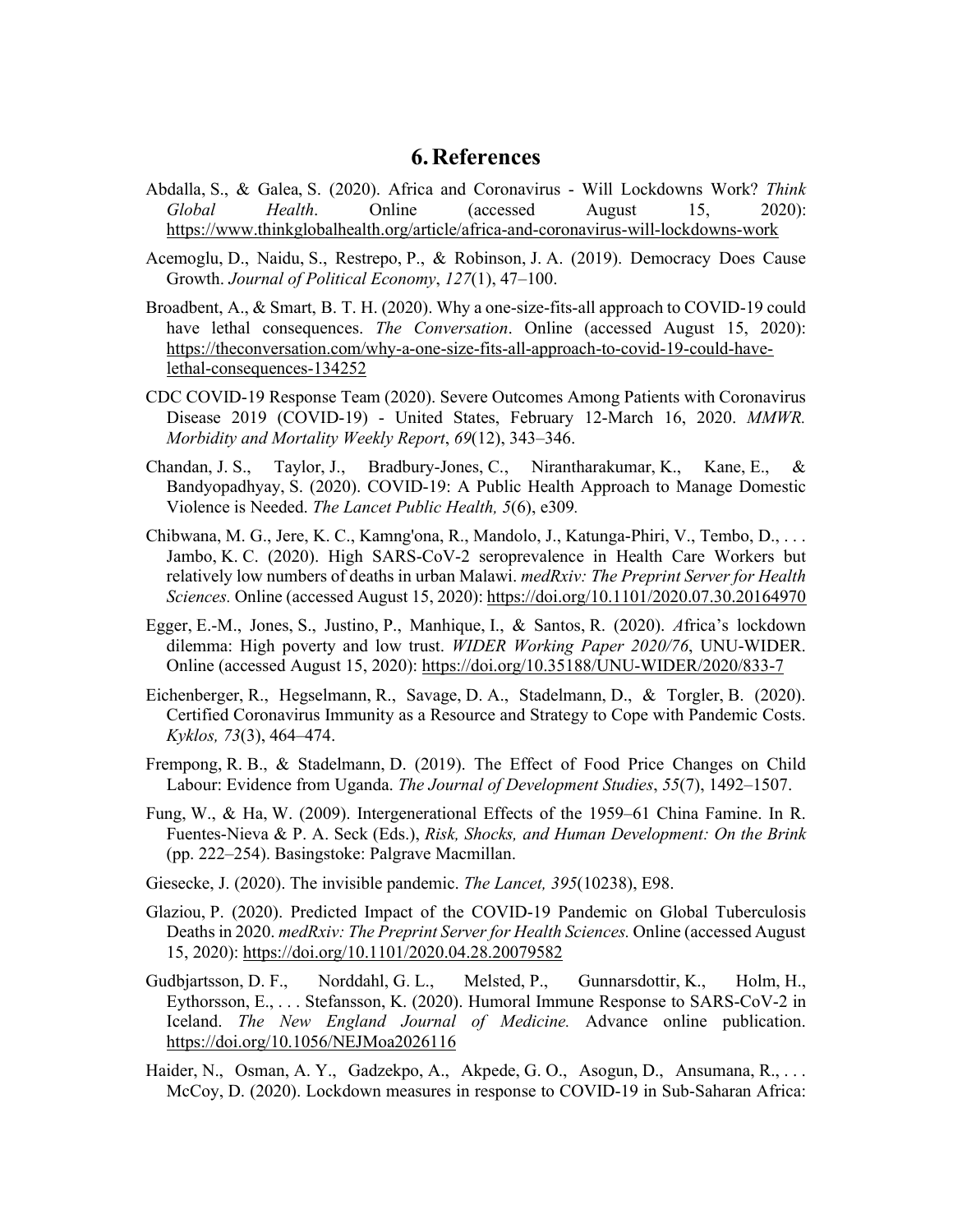# 6. References

Abdalla, S., & Galea, S. (2020). Africa and Coronavirus - Will Lockdowns Work? *Think Global Health*. Online (accessed August 15, 2020): https://www.thinkglobalhealth.org/article/africa-and-coronavirus-will-lockdowns-work

Acemoglu, D., Naidu, S., Restrepo, P., & Robinson, J. A. (2019). Democracy Does Cause Growth. *Journal of Political Economy*, *127*(1), 47–100.

Broadbent, A., & Smart, B. T. H. (2020). Why a one-size-fits-all approach to COVID-19 could have lethal consequences. *The Conversation*. Online (accessed August 15, 2020): https://theconversation.com/why-a-one-size-fits-all-approach-to-covid-19-could-have-lethal-consequences-134252

CDC COVID-19 Response Team (2020). Severe Outcomes Among Patients with Coronavirus Disease 2019 (COVID-19) - United States, February 12-March 16, 2020. *MMWR. Morbidity and Mortality Weekly Report*, *69*(12), 343–346.

Chandan, J. S., Taylor, J., Bradbury-Jones, C., Nirantharakumar, K., Kane, E., & Bandyopadhyay, S. (2020). COVID-19: A Public Health Approach to Manage Domestic Violence is Needed. *The Lancet Public Health, 5*(6), e309*.*

Chibwana, M. G., Jere, K. C., Kamng'ona, R., Mandolo, J., Katunga-Phiri, V., Tembo, D., . . . Jambo, K. C. (2020). High SARS-CoV-2 seroprevalence in Health Care Workers but relatively low numbers of deaths in urban Malawi. *medRxiv: The Preprint Server for Health Sciences.* Online (accessed August 15, 2020): https://doi.org/10.1101/2020.07.30.20164970

Egger, E.-M., Jones, S., Justino, P., Manhique, I., & Santos, R. (2020). *A*frica's lockdown dilemma: High poverty and low trust. *WIDER Working Paper 2020/76*, UNU-WIDER. Online (accessed August 15, 2020): https://doi.org/10.35188/UNU-WIDER/2020/833-7

Eichenberger, R., Hegselmann, R., Savage, D. A., Stadelmann, D., & Torgler, B. (2020). Certified Coronavirus Immunity as a Resource and Strategy to Cope with Pandemic Costs. *Kyklos, 73*(3), 464–474.

Frempong, R. B., & Stadelmann, D. (2019). The Effect of Food Price Changes on Child Labour: Evidence from Uganda. *The Journal of Development Studies*, *55*(7), 1492–1507.

Fung, W., & Ha, W. (2009). Intergenerational Effects of the 1959–61 China Famine. In R. Fuentes-Nieva & P. A. Seck (Eds.), *Risk, Shocks, and Human Development: On the Brink* (pp. 222–254). Basingstoke: Palgrave Macmillan.

Giesecke, J. (2020). The invisible pandemic. *The Lancet, 395*(10238), E98.

Glaziou, P. (2020). Predicted Impact of the COVID-19 Pandemic on Global Tuberculosis Deaths in 2020. *medRxiv: The Preprint Server for Health Sciences.* Online (accessed August 15, 2020): https://doi.org/10.1101/2020.04.28.20079582

Gudbjartsson, D. F., Norddahl, G. L., Melsted, P., Gunnarsdottir, K., Holm, H., Eythorsson, E., . . . Stefansson, K. (2020). Humoral Immune Response to SARS-CoV-2 in Iceland. *The New England Journal of Medicine.* Advance online publication. https://doi.org/10.1056/NEJMoa2026116

Haider, N., Osman, A. Y., Gadzekpo, A., Akpede, G. O., Asogun, D., Ansumana, R., . . . McCoy, D. (2020). Lockdown measures in response to COVID-19 in Sub-Saharan Africa: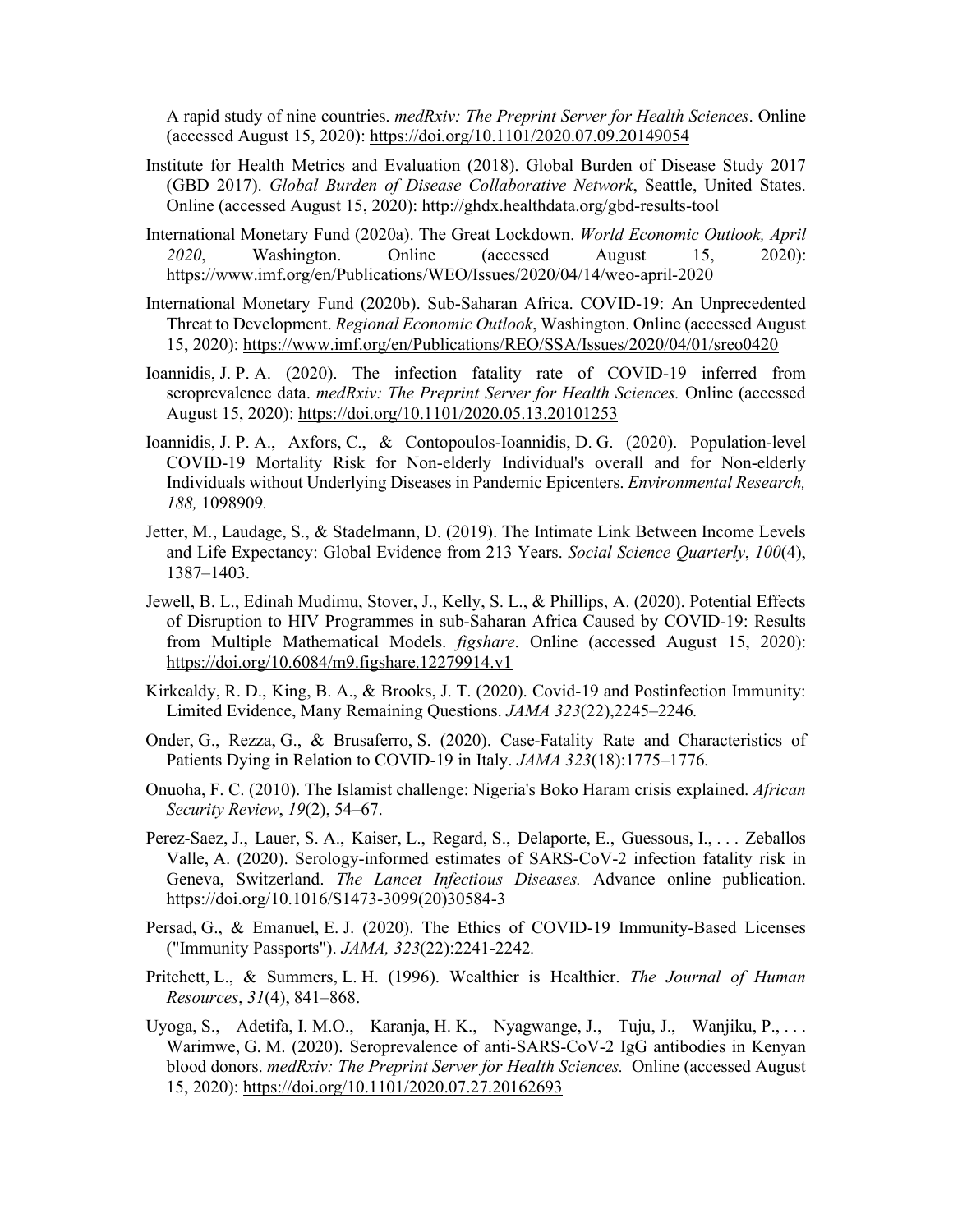A rapid study of nine countries. *medRxiv: The Preprint Server for Health Sciences*. Online (accessed August 15, 2020): https://doi.org/10.1101/2020.07.09.20149054

Institute for Health Metrics and Evaluation (2018). Global Burden of Disease Study 2017 (GBD 2017). *Global Burden of Disease Collaborative Network*, Seattle, United States. Online (accessed August 15, 2020): http://ghdx.healthdata.org/gbd-results-tool

International Monetary Fund (2020a). The Great Lockdown. *World Economic Outlook, April 2020*, Washington. Online (accessed August 15, 2020): https://www.imf.org/en/Publications/WEO/Issues/2020/04/14/weo-april-2020

International Monetary Fund (2020b). Sub-Saharan Africa. COVID-19: An Unprecedented Threat to Development. *Regional Economic Outlook*, Washington. Online (accessed August 15, 2020): https://www.imf.org/en/Publications/REO/SSA/Issues/2020/04/01/sreo0420

Ioannidis, J. P. A. (2020). The infection fatality rate of COVID-19 inferred from seroprevalence data. *medRxiv: The Preprint Server for Health Sciences.* Online (accessed August 15, 2020): https://doi.org/10.1101/2020.05.13.20101253

Ioannidis, J. P. A., Axfors, C., & Contopoulos-Ioannidis, D. G. (2020). Population-level COVID-19 Mortality Risk for Non-elderly Individual's overall and for Non-elderly Individuals without Underlying Diseases in Pandemic Epicenters. *Environmental Research, 188,* 1098909.

Jetter, M., Laudage, S., & Stadelmann, D. (2019). The Intimate Link Between Income Levels and Life Expectancy: Global Evidence from 213 Years. *Social Science Quarterly*, *100*(4), 1387–1403.

Jewell, B. L., Edinah Mudimu, Stover, J., Kelly, S. L., & Phillips, A. (2020). Potential Effects of Disruption to HIV Programmes in sub-Saharan Africa Caused by COVID-19: Results from Multiple Mathematical Models. *figshare*. Online (accessed August 15, 2020): https://doi.org/10.6084/m9.figshare.12279914.v1

Kirkcaldy, R. D., King, B. A., & Brooks, J. T. (2020). Covid-19 and Postinfection Immunity: Limited Evidence, Many Remaining Questions. *JAMA 323*(22),2245–2246*.*

Onder, G., Rezza, G., & Brusaferro, S. (2020). Case-Fatality Rate and Characteristics of Patients Dying in Relation to COVID-19 in Italy. *JAMA 323*(18):1775–1776*.*

Onuoha, F. C. (2010). The Islamist challenge: Nigeria's Boko Haram crisis explained. *African Security Review*, *19*(2), 54–67.

Perez-Saez, J., Lauer, S. A., Kaiser, L., Regard, S., Delaporte, E., Guessous, I., . . . Zeballos Valle, A. (2020). Serology-informed estimates of SARS-CoV-2 infection fatality risk in Geneva, Switzerland. *The Lancet Infectious Diseases.* Advance online publication. https://doi.org/10.1016/S1473-3099(20)30584-3

Persad, G., & Emanuel, E. J. (2020). The Ethics of COVID-19 Immunity-Based Licenses ("Immunity Passports"). *JAMA, 323*(22):2241-2242*.*

Pritchett, L., & Summers, L. H. (1996). Wealthier is Healthier. *The Journal of Human Resources*, *31*(4), 841–868.

Uyoga, S., Adetifa, I. M.O., Karanja, H. K., Nyagwange, J., Tuju, J., Wanjiku, P., . . . Warimwe, G. M. (2020). Seroprevalence of anti-SARS-CoV-2 IgG antibodies in Kenyan blood donors. *medRxiv: The Preprint Server for Health Sciences.* Online (accessed August 15, 2020): https://doi.org/10.1101/2020.07.27.20162693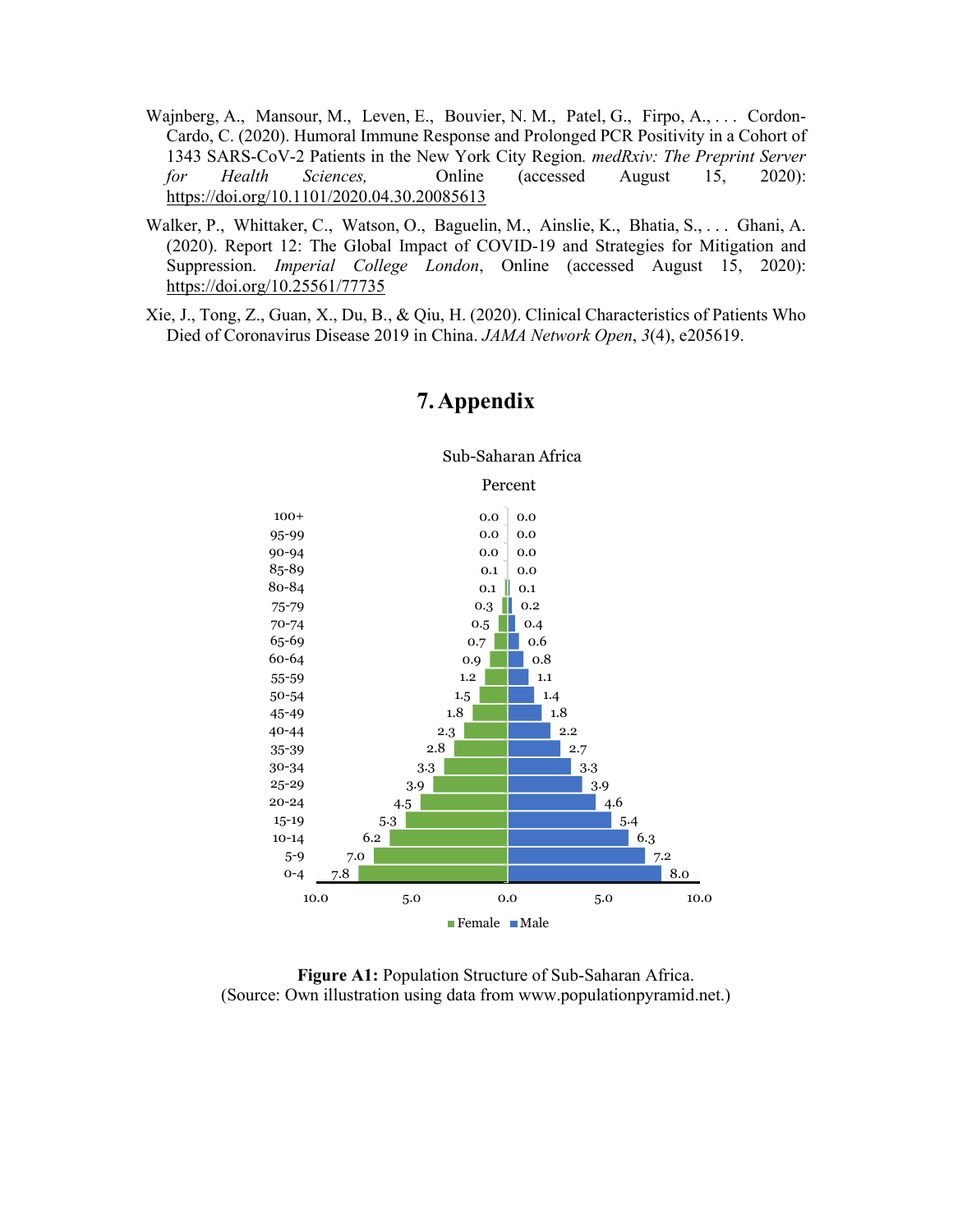Wajnberg, A., Mansour, M., Leven, E., Bouvier, N. M., Patel, G., Firpo, A., . . . Cordon-Cardo, C. (2020). Humoral Immune Response and Prolonged PCR Positivity in a Cohort of 1343 SARS-CoV-2 Patients in the New York City Region. *medRxiv: The Preprint Server for Health Sciences,* Online (accessed August 15, 2020): https://doi.org/10.1101/2020.04.30.20085613

Walker, P., Whittaker, C., Watson, O., Baguelin, M., Ainslie, K., Bhatia, S., . . . Ghani, A. (2020). Report 12: The Global Impact of COVID-19 and Strategies for Mitigation and Suppression. *Imperial College London*, Online (accessed August 15, 2020): https://doi.org/10.25561/77735

Xie, J., Tong, Z., Guan, X., Du, B., & Qiu, H. (2020). Clinical Characteristics of Patients Who Died of Coronavirus Disease 2019 in China. *JAMA Network Open*, *3*(4), e205619.

# 7. Appendix

Sub-Saharan Africa

Percent

100+ 0.0 0.0
95-99 0.0 0.0
90-94 0.0 0.0
85-89 0.1 0.0
80-84 0.1 0.1
75-79 0.3 0.2
70-74 0.5 0.4
65-69 0.7 0.6
60-64 0.9 0.8
55-59 1.2 1.1
50-54 1.5 1.4
45-49 1.8 1.8
40-44 2.3 2.2
35-39 2.8 2.7
30-34 3.3 3.3
25-29 3.9 3.9
20-24 4.5 4.6
15-19 5.3 5.4
10-14 6.2 6.3
5-9 7.0 7.2
0-4 7.8 8.0

10.0 5.0 0.0 5.0 10.0

Female Male

**Figure A1:** Population Structure of Sub-Saharan Africa.
(Source: Own illustration using data from www.populationpyramid.net.)